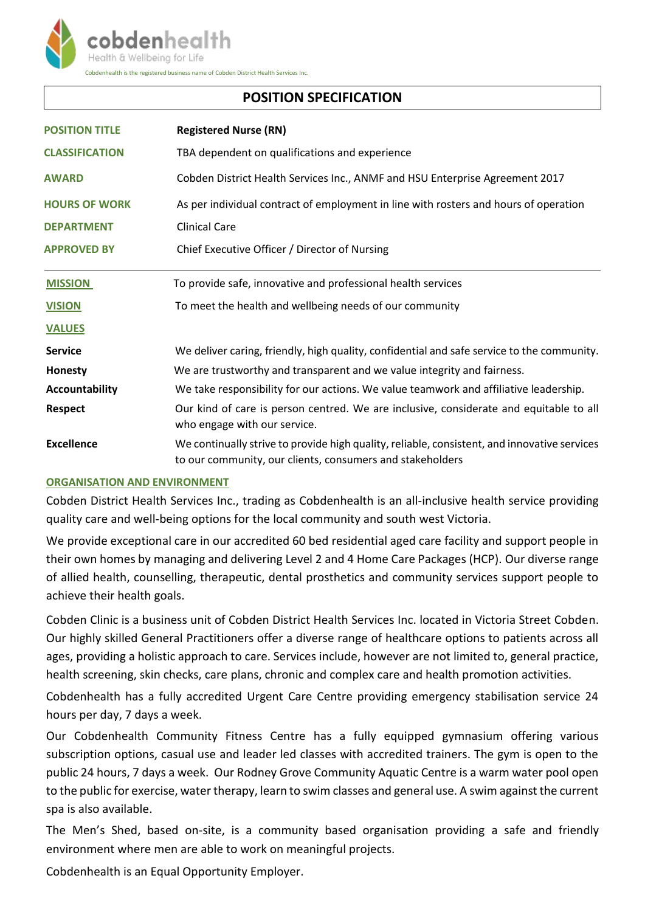cobdenhealth

Health & Wellbeing for Life

Cobdenhealth is the registered business name of Cobden District Health Services Inc.

# POSITION SPECIFICATION

| | |
|---|---|
| **POSITION TITLE** | **Registered Nurse (RN)** |
| **CLASSIFICATION** | TBA dependent on qualifications and experience |
| **AWARD** | Cobden District Health Services Inc., ANMF and HSU Enterprise Agreement 2017 |
| **HOURS OF WORK** | As per individual contract of employment in line with rosters and hours of operation |
| **DEPARTMENT** | Clinical Care |
| **APPROVED BY** | Chief Executive Officer / Director of Nursing |

| | |
|---|---|
| **MISSION** | To provide safe, innovative and professional health services |
| **VISION** | To meet the health and wellbeing needs of our community |
| **VALUES** | |
| **Service** | We deliver caring, friendly, high quality, confidential and safe service to the community. |
| **Honesty** | We are trustworthy and transparent and we value integrity and fairness. |
| **Accountability** | We take responsibility for our actions. We value teamwork and affiliative leadership. |
| **Respect** | Our kind of care is person centred. We are inclusive, considerate and equitable to all who engage with our service. |
| **Excellence** | We continually strive to provide high quality, reliable, consistent, and innovative services to our community, our clients, consumers and stakeholders |

## ORGANISATION AND ENVIRONMENT

Cobden District Health Services Inc., trading as Cobdenhealth is an all-inclusive health service providing quality care and well-being options for the local community and south west Victoria.

We provide exceptional care in our accredited 60 bed residential aged care facility and support people in their own homes by managing and delivering Level 2 and 4 Home Care Packages (HCP). Our diverse range of allied health, counselling, therapeutic, dental prosthetics and community services support people to achieve their health goals.

Cobden Clinic is a business unit of Cobden District Health Services Inc. located in Victoria Street Cobden. Our highly skilled General Practitioners offer a diverse range of healthcare options to patients across all ages, providing a holistic approach to care. Services include, however are not limited to, general practice, health screening, skin checks, care plans, chronic and complex care and health promotion activities.

Cobdenhealth has a fully accredited Urgent Care Centre providing emergency stabilisation service 24 hours per day, 7 days a week.

Our Cobdenhealth Community Fitness Centre has a fully equipped gymnasium offering various subscription options, casual use and leader led classes with accredited trainers. The gym is open to the public 24 hours, 7 days a week. Our Rodney Grove Community Aquatic Centre is a warm water pool open to the public for exercise, water therapy, learn to swim classes and general use. A swim against the current spa is also available.

The Men's Shed, based on-site, is a community based organisation providing a safe and friendly environment where men are able to work on meaningful projects.

Cobdenhealth is an Equal Opportunity Employer.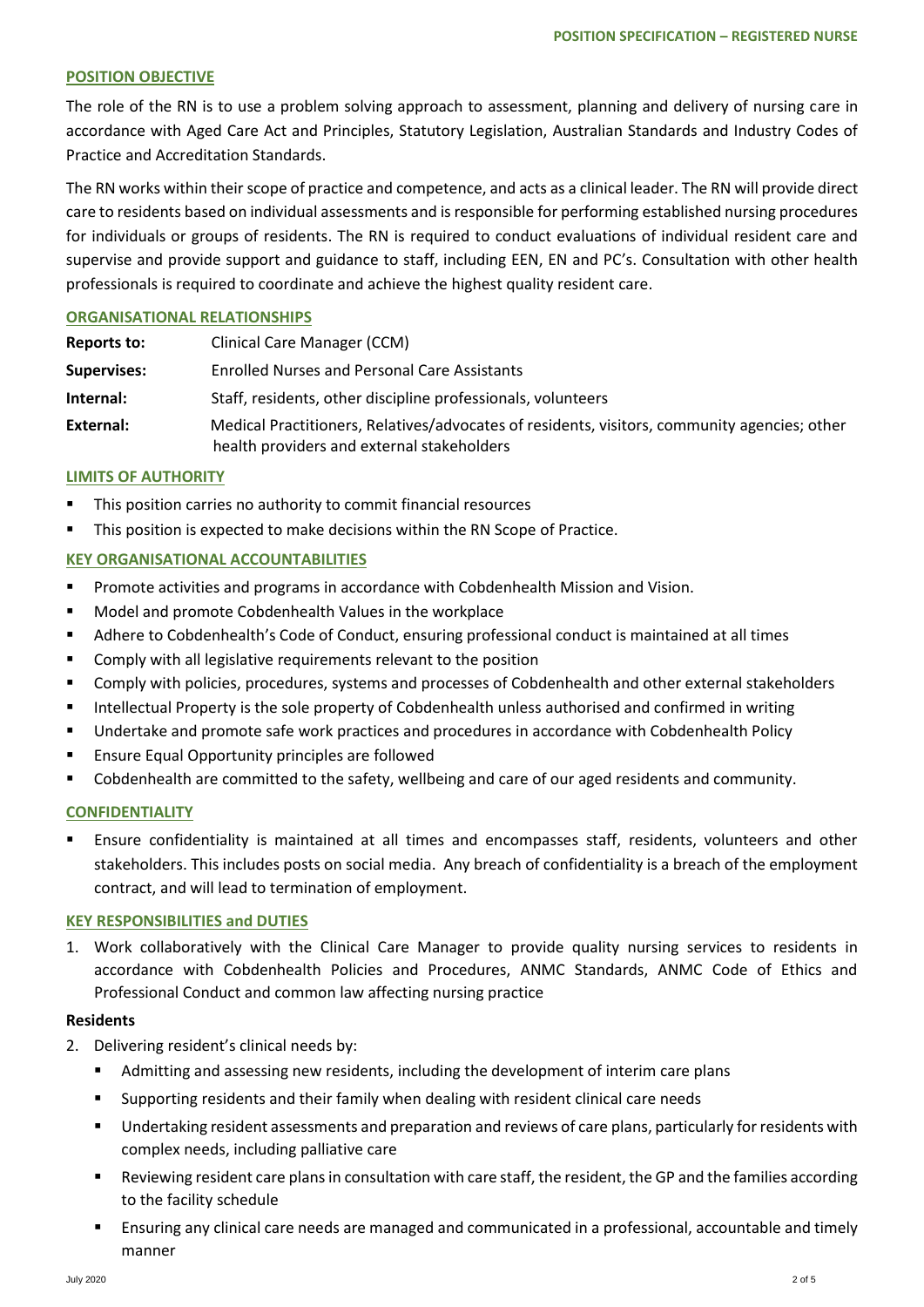## POSITION OBJECTIVE

The role of the RN is to use a problem solving approach to assessment, planning and delivery of nursing care in accordance with Aged Care Act and Principles, Statutory Legislation, Australian Standards and Industry Codes of Practice and Accreditation Standards.

The RN works within their scope of practice and competence, and acts as a clinical leader. The RN will provide direct care to residents based on individual assessments and is responsible for performing established nursing procedures for individuals or groups of residents. The RN is required to conduct evaluations of individual resident care and supervise and provide support and guidance to staff, including EEN, EN and PC's. Consultation with other health professionals is required to coordinate and achieve the highest quality resident care.

## ORGANISATIONAL RELATIONSHIPS

| | |
|---|---|
| **Reports to:** | Clinical Care Manager (CCM) |
| **Supervises:** | Enrolled Nurses and Personal Care Assistants |
| **Internal:** | Staff, residents, other discipline professionals, volunteers |
| **External:** | Medical Practitioners, Relatives/advocates of residents, visitors, community agencies; other health providers and external stakeholders |

## LIMITS OF AUTHORITY

- This position carries no authority to commit financial resources
- This position is expected to make decisions within the RN Scope of Practice.

## KEY ORGANISATIONAL ACCOUNTABILITIES

- Promote activities and programs in accordance with Cobdenhealth Mission and Vision.
- Model and promote Cobdenhealth Values in the workplace
- Adhere to Cobdenhealth's Code of Conduct, ensuring professional conduct is maintained at all times
- Comply with all legislative requirements relevant to the position
- Comply with policies, procedures, systems and processes of Cobdenhealth and other external stakeholders
- Intellectual Property is the sole property of Cobdenhealth unless authorised and confirmed in writing
- Undertake and promote safe work practices and procedures in accordance with Cobdenhealth Policy
- Ensure Equal Opportunity principles are followed
- Cobdenhealth are committed to the safety, wellbeing and care of our aged residents and community.

## CONFIDENTIALITY

- Ensure confidentiality is maintained at all times and encompasses staff, residents, volunteers and other stakeholders. This includes posts on social media. Any breach of confidentiality is a breach of the employment contract, and will lead to termination of employment.

## KEY RESPONSIBILITIES and DUTIES

1. Work collaboratively with the Clinical Care Manager to provide quality nursing services to residents in accordance with Cobdenhealth Policies and Procedures, ANMC Standards, ANMC Code of Ethics and Professional Conduct and common law affecting nursing practice

### Residents

2. Delivering resident's clinical needs by:
   - Admitting and assessing new residents, including the development of interim care plans
   - Supporting residents and their family when dealing with resident clinical care needs
   - Undertaking resident assessments and preparation and reviews of care plans, particularly for residents with complex needs, including palliative care
   - Reviewing resident care plans in consultation with care staff, the resident, the GP and the families according to the facility schedule
   - Ensuring any clinical care needs are managed and communicated in a professional, accountable and timely manner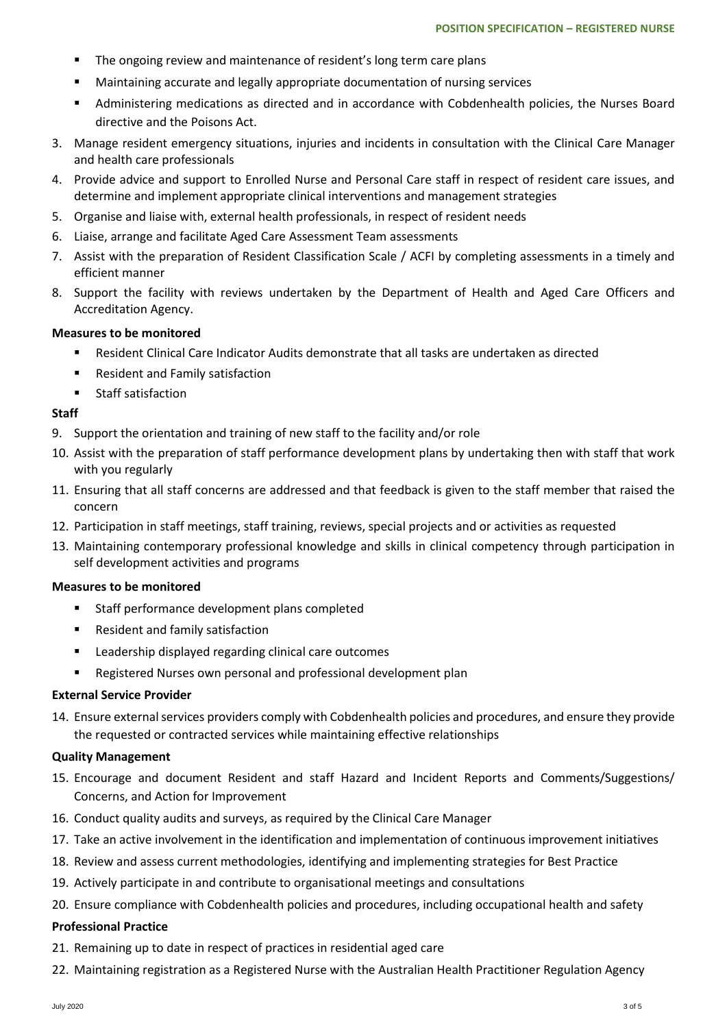- The ongoing review and maintenance of resident's long term care plans
- Maintaining accurate and legally appropriate documentation of nursing services
- Administering medications as directed and in accordance with Cobdenhealth policies, the Nurses Board directive and the Poisons Act.

3. Manage resident emergency situations, injuries and incidents in consultation with the Clinical Care Manager and health care professionals
4. Provide advice and support to Enrolled Nurse and Personal Care staff in respect of resident care issues, and determine and implement appropriate clinical interventions and management strategies
5. Organise and liaise with, external health professionals, in respect of resident needs
6. Liaise, arrange and facilitate Aged Care Assessment Team assessments
7. Assist with the preparation of Resident Classification Scale / ACFI by completing assessments in a timely and efficient manner
8. Support the facility with reviews undertaken by the Department of Health and Aged Care Officers and Accreditation Agency.

**Measures to be monitored**

- Resident Clinical Care Indicator Audits demonstrate that all tasks are undertaken as directed
- Resident and Family satisfaction
- Staff satisfaction

**Staff**

9. Support the orientation and training of new staff to the facility and/or role
10. Assist with the preparation of staff performance development plans by undertaking then with staff that work with you regularly
11. Ensuring that all staff concerns are addressed and that feedback is given to the staff member that raised the concern
12. Participation in staff meetings, staff training, reviews, special projects and or activities as requested
13. Maintaining contemporary professional knowledge and skills in clinical competency through participation in self development activities and programs

**Measures to be monitored**

- Staff performance development plans completed
- Resident and family satisfaction
- Leadership displayed regarding clinical care outcomes
- Registered Nurses own personal and professional development plan

**External Service Provider**

14. Ensure external services providers comply with Cobdenhealth policies and procedures, and ensure they provide the requested or contracted services while maintaining effective relationships

**Quality Management**

15. Encourage and document Resident and staff Hazard and Incident Reports and Comments/Suggestions/ Concerns, and Action for Improvement
16. Conduct quality audits and surveys, as required by the Clinical Care Manager
17. Take an active involvement in the identification and implementation of continuous improvement initiatives
18. Review and assess current methodologies, identifying and implementing strategies for Best Practice
19. Actively participate in and contribute to organisational meetings and consultations
20. Ensure compliance with Cobdenhealth policies and procedures, including occupational health and safety

**Professional Practice**

21. Remaining up to date in respect of practices in residential aged care
22. Maintaining registration as a Registered Nurse with the Australian Health Practitioner Regulation Agency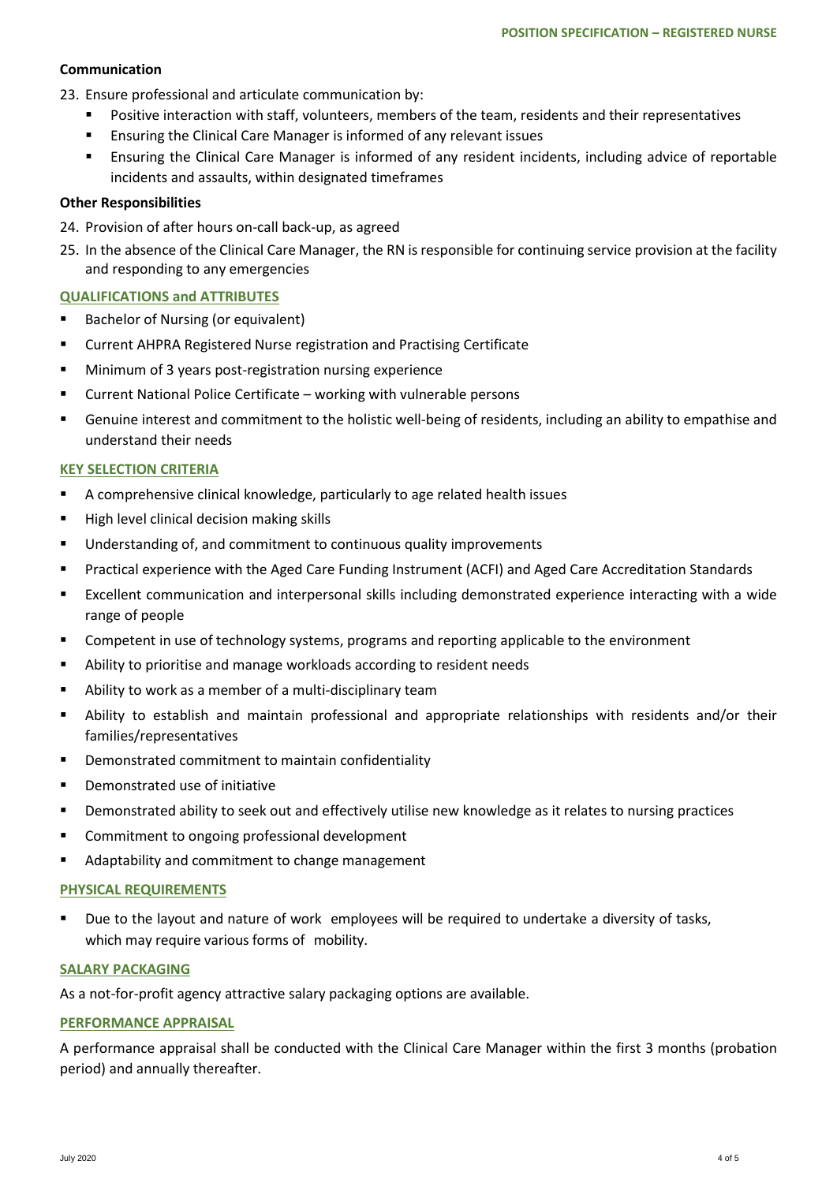**Communication**

23. Ensure professional and articulate communication by:
    - Positive interaction with staff, volunteers, members of the team, residents and their representatives
    - Ensuring the Clinical Care Manager is informed of any relevant issues
    - Ensuring the Clinical Care Manager is informed of any resident incidents, including advice of reportable incidents and assaults, within designated timeframes

**Other Responsibilities**

24. Provision of after hours on-call back-up, as agreed
25. In the absence of the Clinical Care Manager, the RN is responsible for continuing service provision at the facility and responding to any emergencies

## QUALIFICATIONS and ATTRIBUTES

- Bachelor of Nursing (or equivalent)
- Current AHPRA Registered Nurse registration and Practising Certificate
- Minimum of 3 years post-registration nursing experience
- Current National Police Certificate – working with vulnerable persons
- Genuine interest and commitment to the holistic well-being of residents, including an ability to empathise and understand their needs

## KEY SELECTION CRITERIA

- A comprehensive clinical knowledge, particularly to age related health issues
- High level clinical decision making skills
- Understanding of, and commitment to continuous quality improvements
- Practical experience with the Aged Care Funding Instrument (ACFI) and Aged Care Accreditation Standards
- Excellent communication and interpersonal skills including demonstrated experience interacting with a wide range of people
- Competent in use of technology systems, programs and reporting applicable to the environment
- Ability to prioritise and manage workloads according to resident needs
- Ability to work as a member of a multi-disciplinary team
- Ability to establish and maintain professional and appropriate relationships with residents and/or their families/representatives
- Demonstrated commitment to maintain confidentiality
- Demonstrated use of initiative
- Demonstrated ability to seek out and effectively utilise new knowledge as it relates to nursing practices
- Commitment to ongoing professional development
- Adaptability and commitment to change management

## PHYSICAL REQUIREMENTS

- Due to the layout and nature of work employees will be required to undertake a diversity of tasks, which may require various forms of mobility.

## SALARY PACKAGING

As a not-for-profit agency attractive salary packaging options are available.

## PERFORMANCE APPRAISAL

A performance appraisal shall be conducted with the Clinical Care Manager within the first 3 months (probation period) and annually thereafter.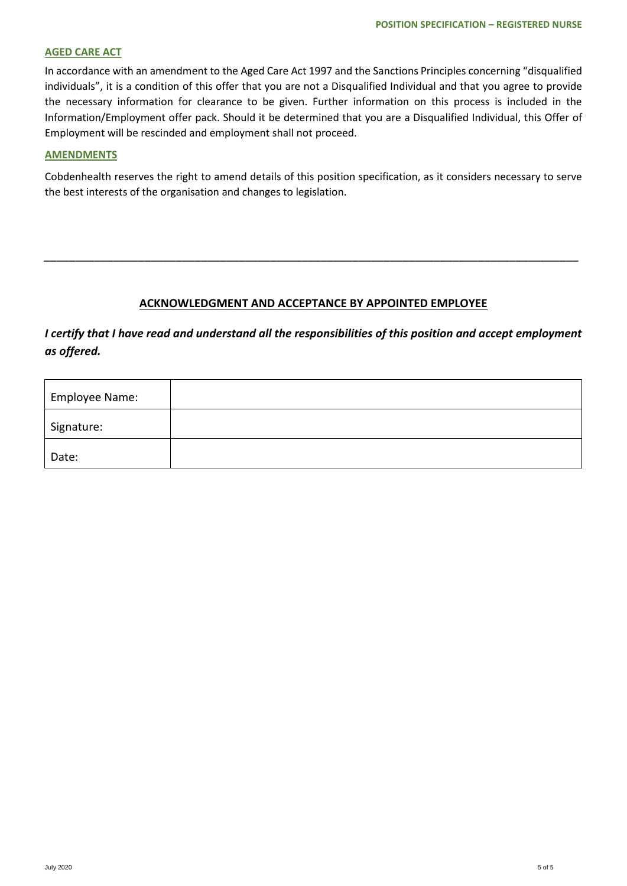## AGED CARE ACT

In accordance with an amendment to the Aged Care Act 1997 and the Sanctions Principles concerning "disqualified individuals", it is a condition of this offer that you are not a Disqualified Individual and that you agree to provide the necessary information for clearance to be given. Further information on this process is included in the Information/Employment offer pack. Should it be determined that you are a Disqualified Individual, this Offer of Employment will be rescinded and employment shall not proceed.

## AMENDMENTS

Cobdenhealth reserves the right to amend details of this position specification, as it considers necessary to serve the best interests of the organisation and changes to legislation.

---

## ACKNOWLEDGMENT AND ACCEPTANCE BY APPOINTED EMPLOYEE

***I certify that I have read and understand all the responsibilities of this position and accept employment as offered.***

| | |
|---|---|
| Employee Name: | |
| Signature: | |
| Date: | |